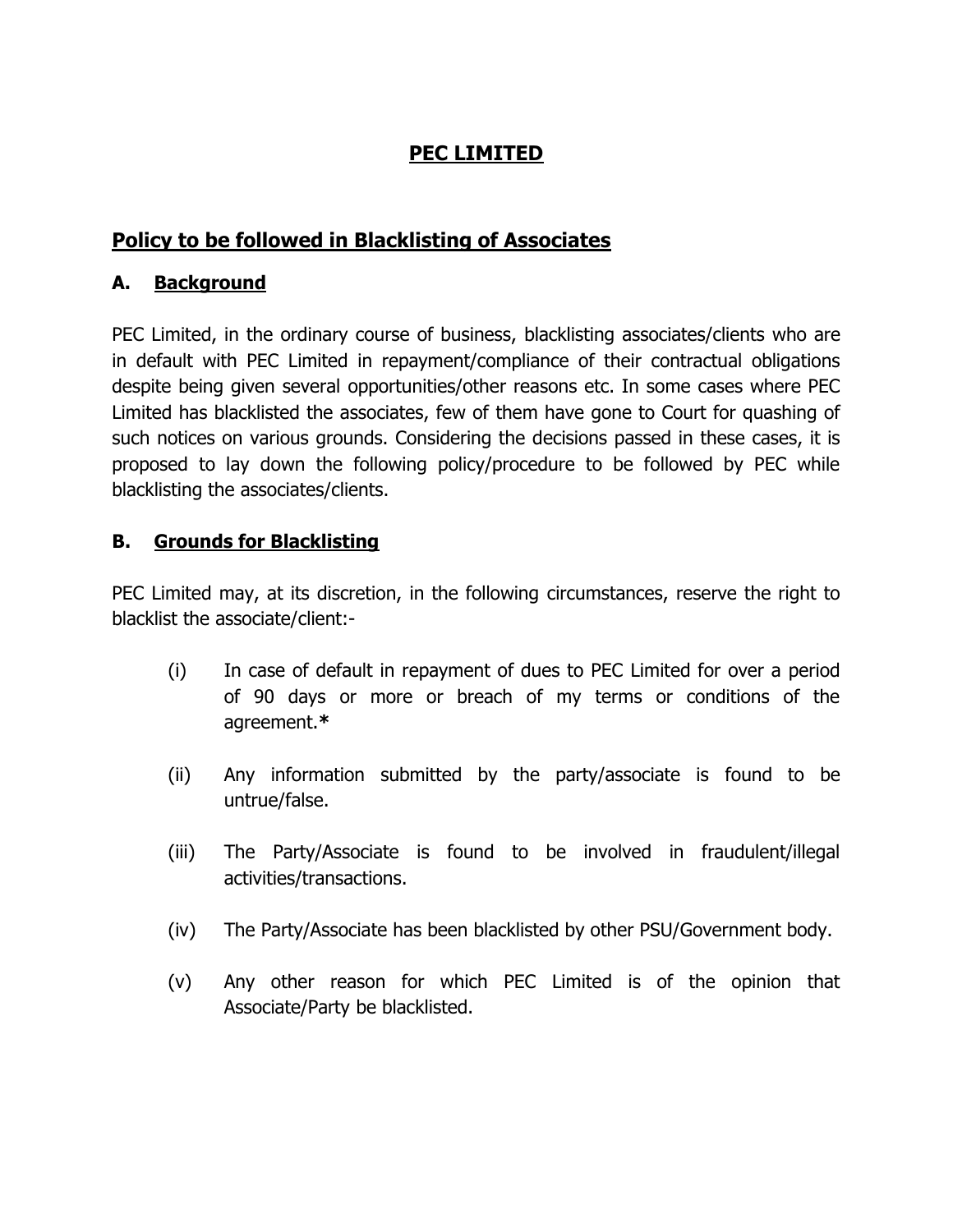# PEC LIMITED

## Policy to be followed in Blacklisting of Associates

### A. Background

PEC Limited, in the ordinary course of business, blacklisting associates/clients who are in default with PEC Limited in repayment/compliance of their contractual obligations despite being given several opportunities/other reasons etc. In some cases where PEC Limited has blacklisted the associates, few of them have gone to Court for quashing of such notices on various grounds. Considering the decisions passed in these cases, it is proposed to lay down the following policy/procedure to be followed by PEC while blacklisting the associates/clients.

### B. Grounds for Blacklisting

PEC Limited may, at its discretion, in the following circumstances, reserve the right to blacklist the associate/client:-

(i) In case of default in repayment of dues to PEC Limited for over a period of 90 days or more or breach of my terms or conditions of the agreement.**\***

(ii) Any information submitted by the party/associate is found to be untrue/false.

(iii) The Party/Associate is found to be involved in fraudulent/illegal activities/transactions.

(iv) The Party/Associate has been blacklisted by other PSU/Government body.

(v) Any other reason for which PEC Limited is of the opinion that Associate/Party be blacklisted.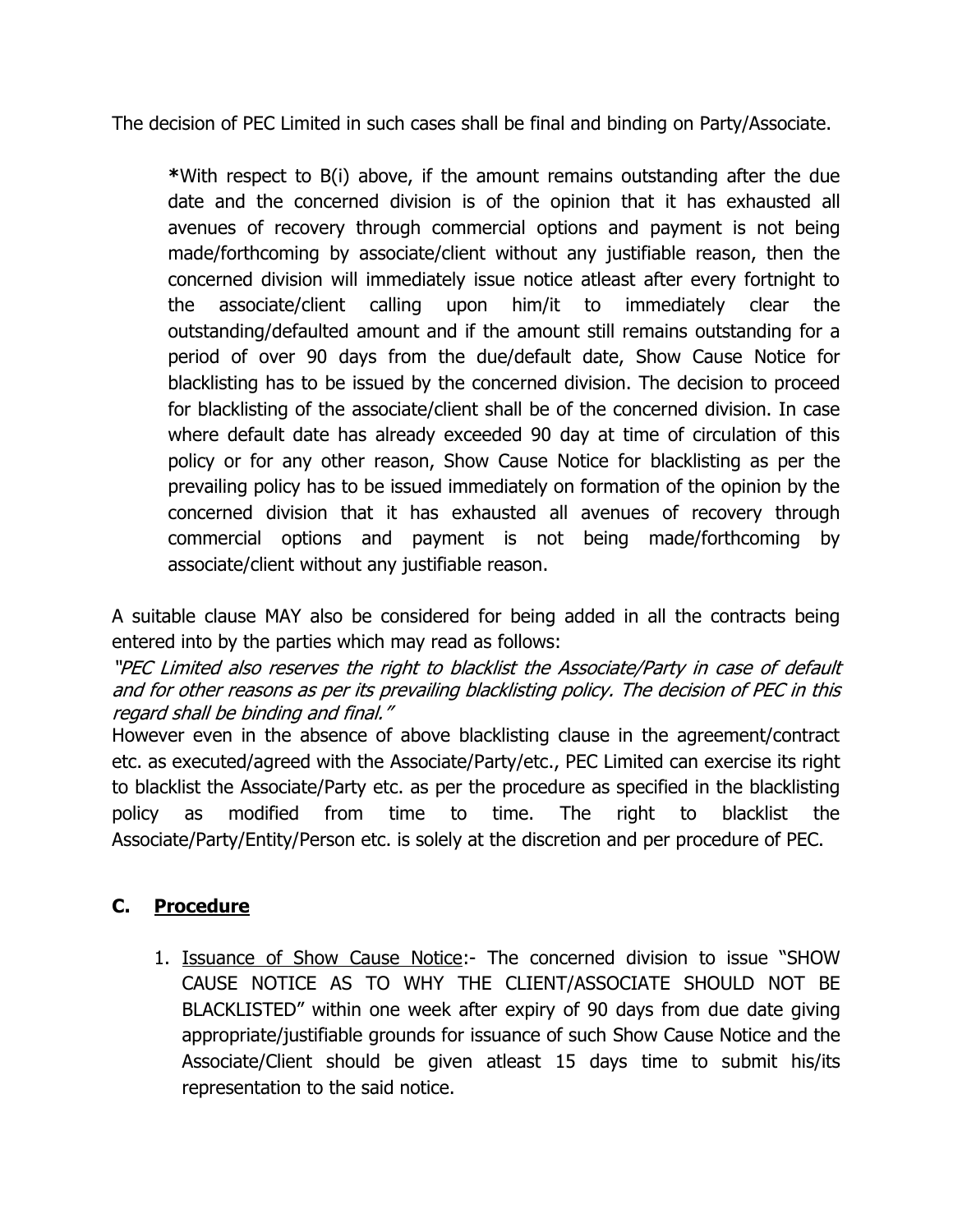The decision of PEC Limited in such cases shall be final and binding on Party/Associate.

> **\***With respect to B(i) above, if the amount remains outstanding after the due date and the concerned division is of the opinion that it has exhausted all avenues of recovery through commercial options and payment is not being made/forthcoming by associate/client without any justifiable reason, then the concerned division will immediately issue notice atleast after every fortnight to the associate/client calling upon him/it to immediately clear the outstanding/defaulted amount and if the amount still remains outstanding for a period of over 90 days from the due/default date, Show Cause Notice for blacklisting has to be issued by the concerned division. The decision to proceed for blacklisting of the associate/client shall be of the concerned division. In case where default date has already exceeded 90 day at time of circulation of this policy or for any other reason, Show Cause Notice for blacklisting as per the prevailing policy has to be issued immediately on formation of the opinion by the concerned division that it has exhausted all avenues of recovery through commercial options and payment is not being made/forthcoming by associate/client without any justifiable reason.

A suitable clause MAY also be considered for being added in all the contracts being entered into by the parties which may read as follows:

*"PEC Limited also reserves the right to blacklist the Associate/Party in case of default and for other reasons as per its prevailing blacklisting policy. The decision of PEC in this regard shall be binding and final."*

However even in the absence of above blacklisting clause in the agreement/contract etc. as executed/agreed with the Associate/Party/etc., PEC Limited can exercise its right to blacklist the Associate/Party etc. as per the procedure as specified in the blacklisting policy as modified from time to time. The right to blacklist the Associate/Party/Entity/Person etc. is solely at the discretion and per procedure of PEC.

## C. <u>Procedure</u>

1. <u>Issuance of Show Cause Notice</u>:- The concerned division to issue "SHOW CAUSE NOTICE AS TO WHY THE CLIENT/ASSOCIATE SHOULD NOT BE BLACKLISTED" within one week after expiry of 90 days from due date giving appropriate/justifiable grounds for issuance of such Show Cause Notice and the Associate/Client should be given atleast 15 days time to submit his/its representation to the said notice.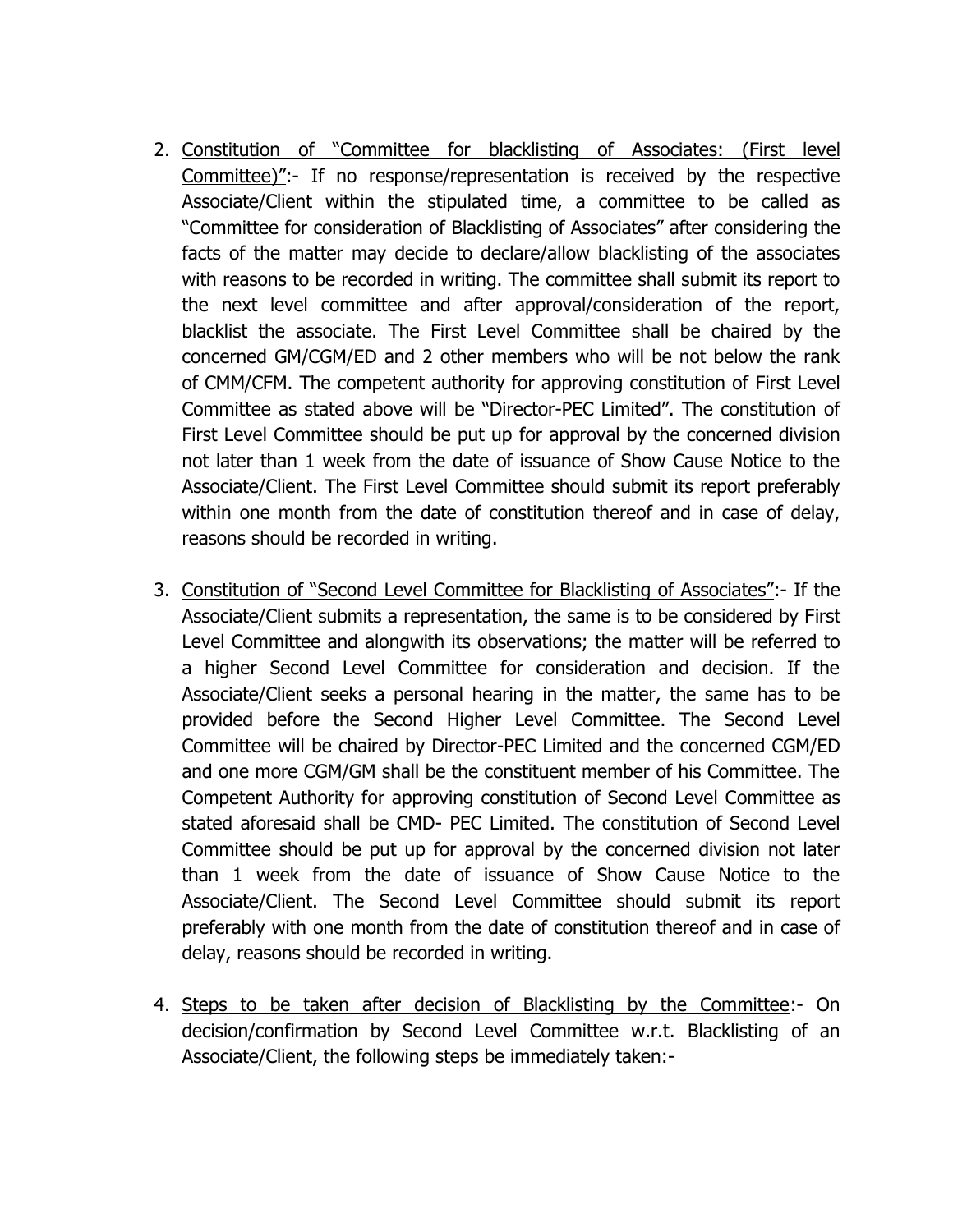2. <u>Constitution of "Committee for blacklisting of Associates: (First level Committee)"</u>:- If no response/representation is received by the respective Associate/Client within the stipulated time, a committee to be called as "Committee for consideration of Blacklisting of Associates" after considering the facts of the matter may decide to declare/allow blacklisting of the associates with reasons to be recorded in writing. The committee shall submit its report to the next level committee and after approval/consideration of the report, blacklist the associate. The First Level Committee shall be chaired by the concerned GM/CGM/ED and 2 other members who will be not below the rank of CMM/CFM. The competent authority for approving constitution of First Level Committee as stated above will be "Director-PEC Limited". The constitution of First Level Committee should be put up for approval by the concerned division not later than 1 week from the date of issuance of Show Cause Notice to the Associate/Client. The First Level Committee should submit its report preferably within one month from the date of constitution thereof and in case of delay, reasons should be recorded in writing.

3. <u>Constitution of "Second Level Committee for Blacklisting of Associates"</u>:- If the Associate/Client submits a representation, the same is to be considered by First Level Committee and alongwith its observations; the matter will be referred to a higher Second Level Committee for consideration and decision. If the Associate/Client seeks a personal hearing in the matter, the same has to be provided before the Second Higher Level Committee. The Second Level Committee will be chaired by Director-PEC Limited and the concerned CGM/ED and one more CGM/GM shall be the constituent member of his Committee. The Competent Authority for approving constitution of Second Level Committee as stated aforesaid shall be CMD- PEC Limited. The constitution of Second Level Committee should be put up for approval by the concerned division not later than 1 week from the date of issuance of Show Cause Notice to the Associate/Client. The Second Level Committee should submit its report preferably with one month from the date of constitution thereof and in case of delay, reasons should be recorded in writing.

4. <u>Steps to be taken after decision of Blacklisting by the Committee</u>:- On decision/confirmation by Second Level Committee w.r.t. Blacklisting of an Associate/Client, the following steps be immediately taken:-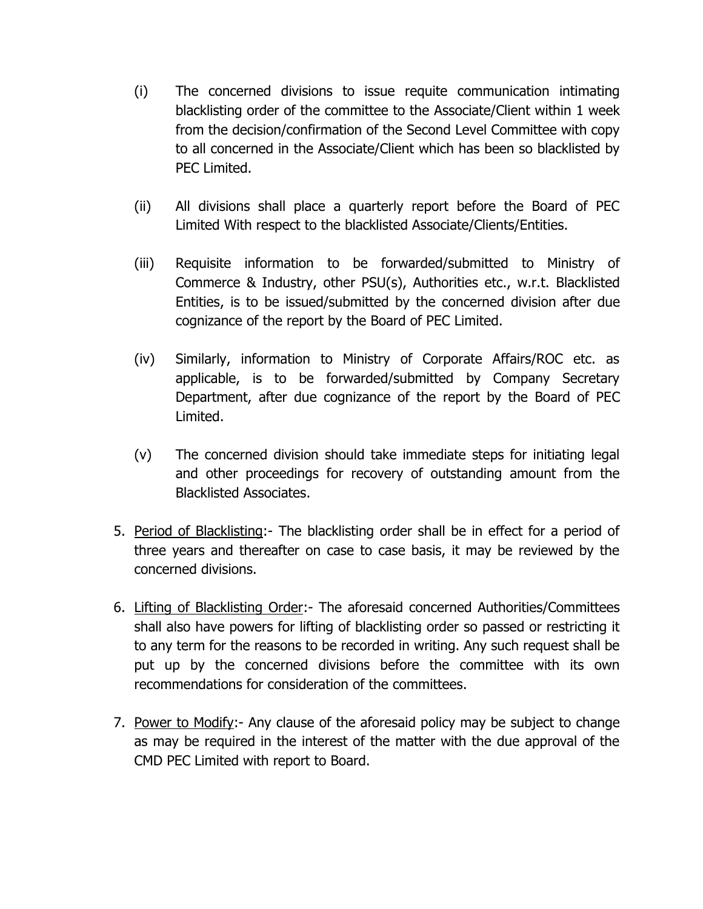(i) The concerned divisions to issue requite communication intimating blacklisting order of the committee to the Associate/Client within 1 week from the decision/confirmation of the Second Level Committee with copy to all concerned in the Associate/Client which has been so blacklisted by PEC Limited.

(ii) All divisions shall place a quarterly report before the Board of PEC Limited With respect to the blacklisted Associate/Clients/Entities.

(iii) Requisite information to be forwarded/submitted to Ministry of Commerce & Industry, other PSU(s), Authorities etc., w.r.t. Blacklisted Entities, is to be issued/submitted by the concerned division after due cognizance of the report by the Board of PEC Limited.

(iv) Similarly, information to Ministry of Corporate Affairs/ROC etc. as applicable, is to be forwarded/submitted by Company Secretary Department, after due cognizance of the report by the Board of PEC Limited.

(v) The concerned division should take immediate steps for initiating legal and other proceedings for recovery of outstanding amount from the Blacklisted Associates.

5. <u>Period of Blacklisting</u>:- The blacklisting order shall be in effect for a period of three years and thereafter on case to case basis, it may be reviewed by the concerned divisions.

6. <u>Lifting of Blacklisting Order</u>:- The aforesaid concerned Authorities/Committees shall also have powers for lifting of blacklisting order so passed or restricting it to any term for the reasons to be recorded in writing. Any such request shall be put up by the concerned divisions before the committee with its own recommendations for consideration of the committees.

7. <u>Power to Modify</u>:- Any clause of the aforesaid policy may be subject to change as may be required in the interest of the matter with the due approval of the CMD PEC Limited with report to Board.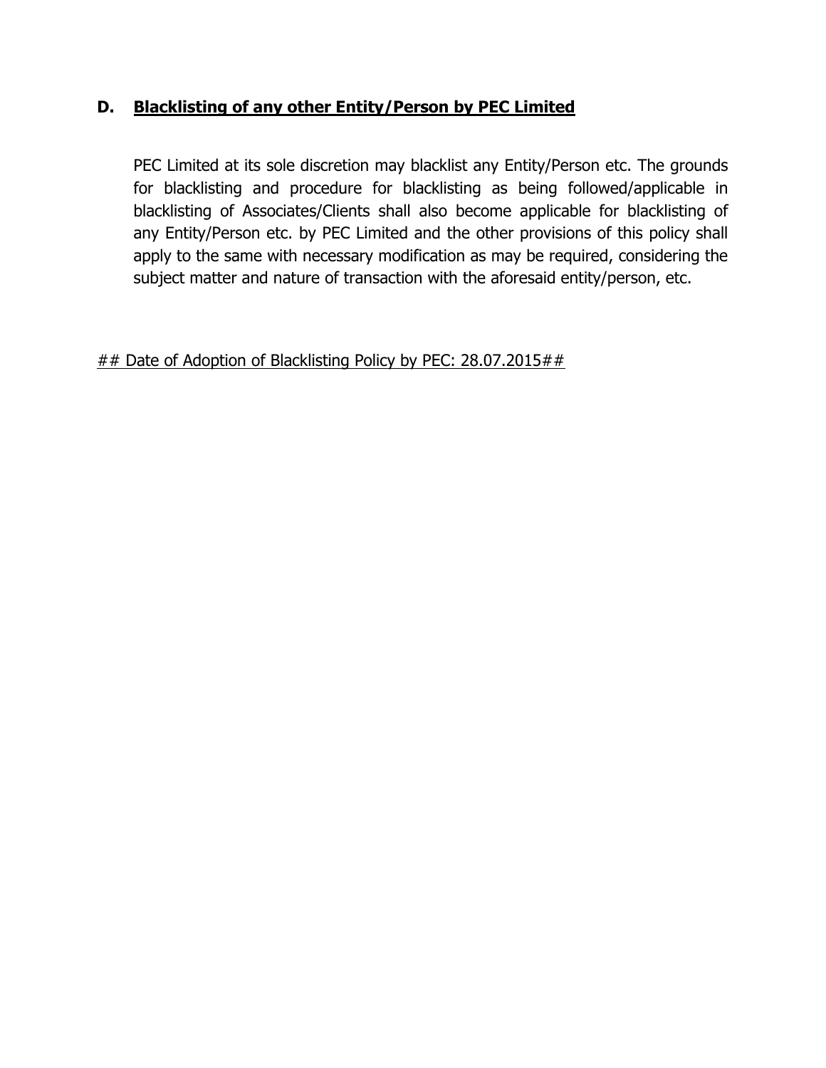## D. Blacklisting of any other Entity/Person by PEC Limited

PEC Limited at its sole discretion may blacklist any Entity/Person etc. The grounds for blacklisting and procedure for blacklisting as being followed/applicable in blacklisting of Associates/Clients shall also become applicable for blacklisting of any Entity/Person etc. by PEC Limited and the other provisions of this policy shall apply to the same with necessary modification as may be required, considering the subject matter and nature of transaction with the aforesaid entity/person, etc.

## Date of Adoption of Blacklisting Policy by PEC: 28.07.2015##